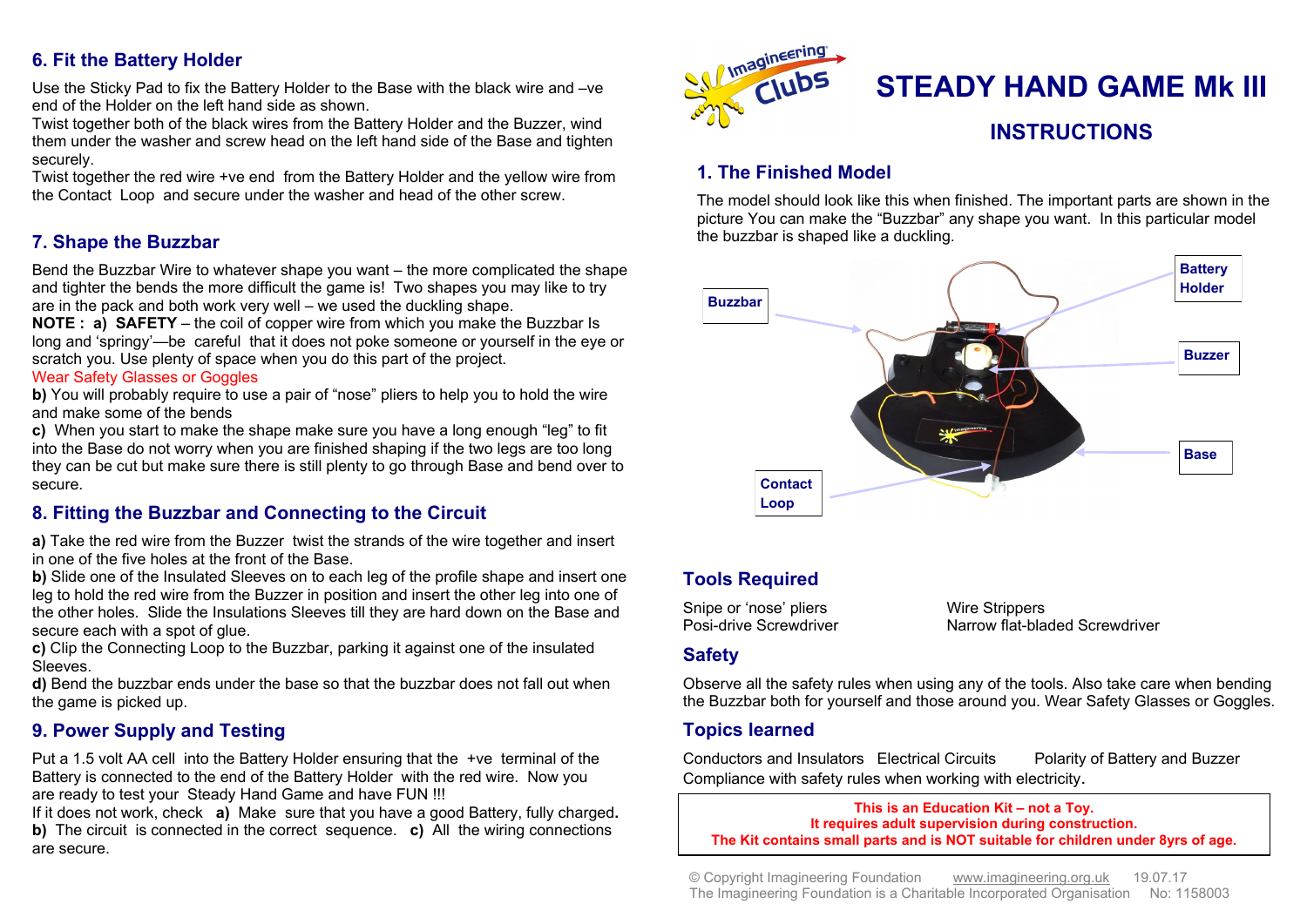# STEADY HAND GAME Mk III

## INSTRUCTIONS

### 1. The Finished Model

The model should look like this when finished. The important parts are shown in the picture You can make the "Buzzbar" any shape you want. In this particular model the buzzbar is shaped like a duckling.

Buzzbar

Battery Holder

Buzzer

Base

Contact Loop

### Tools Required

Snipe or 'nose' pliers

Posi-drive Screwdriver

Wire Strippers

Narrow flat-bladed Screwdriver

### Safety

Observe all the safety rules when using any of the tools. Also take care when bending the Buzzbar both for yourself and those around you. Wear Safety Glasses or Goggles.

### Topics learned

Conductors and Insulators   Electrical Circuits   Polarity of Battery and Buzzer

Compliance with safety rules when working with electricity.

**This is an Education Kit – not a Toy.**
**It requires adult supervision during construction.**
**The Kit contains small parts and is NOT suitable for children under 8yrs of age.**

### 6. Fit the Battery Holder

Use the Sticky Pad to fix the Battery Holder to the Base with the black wire and –ve end of the Holder on the left hand side as shown.

Twist together both of the black wires from the Battery Holder and the Buzzer, wind them under the washer and screw head on the left hand side of the Base and tighten securely.

Twist together the red wire +ve end from the Battery Holder and the yellow wire from the Contact Loop and secure under the washer and head of the other screw.

### 7. Shape the Buzzbar

Bend the Buzzbar Wire to whatever shape you want – the more complicated the shape and tighter the bends the more difficult the game is! Two shapes you may like to try are in the pack and both work very well – we used the duckling shape.

**NOTE : a) SAFETY** – the coil of copper wire from which you make the Buzzbar Is long and 'springy'—be careful that it does not poke someone or yourself in the eye or scratch you. Use plenty of space when you do this part of the project.

Wear Safety Glasses or Goggles

**b)** You will probably require to use a pair of "nose" pliers to help you to hold the wire and make some of the bends

**c)** When you start to make the shape make sure you have a long enough "leg" to fit into the Base do not worry when you are finished shaping if the two legs are too long they can be cut but make sure there is still plenty to go through Base and bend over to secure.

### 8. Fitting the Buzzbar and Connecting to the Circuit

**a)** Take the red wire from the Buzzer twist the strands of the wire together and insert in one of the five holes at the front of the Base.

**b)** Slide one of the Insulated Sleeves on to each leg of the profile shape and insert one leg to hold the red wire from the Buzzer in position and insert the other leg into one of the other holes. Slide the Insulations Sleeves till they are hard down on the Base and secure each with a spot of glue.

**c)** Clip the Connecting Loop to the Buzzbar, parking it against one of the insulated Sleeves.

**d)** Bend the buzzbar ends under the base so that the buzzbar does not fall out when the game is picked up.

### 9. Power Supply and Testing

Put a 1.5 volt AA cell into the Battery Holder ensuring that the +ve terminal of the Battery is connected to the end of the Battery Holder with the red wire. Now you are ready to test your Steady Hand Game and have FUN !!!

If it does not work, check **a)** Make sure that you have a good Battery, fully charged. **b)** The circuit is connected in the correct sequence. **c)** All the wiring connections are secure.

© Copyright Imagineering Foundation   www.imagineering.org.uk   19.07.17
The Imagineering Foundation is a Charitable Incorporated Organisation   No: 1158003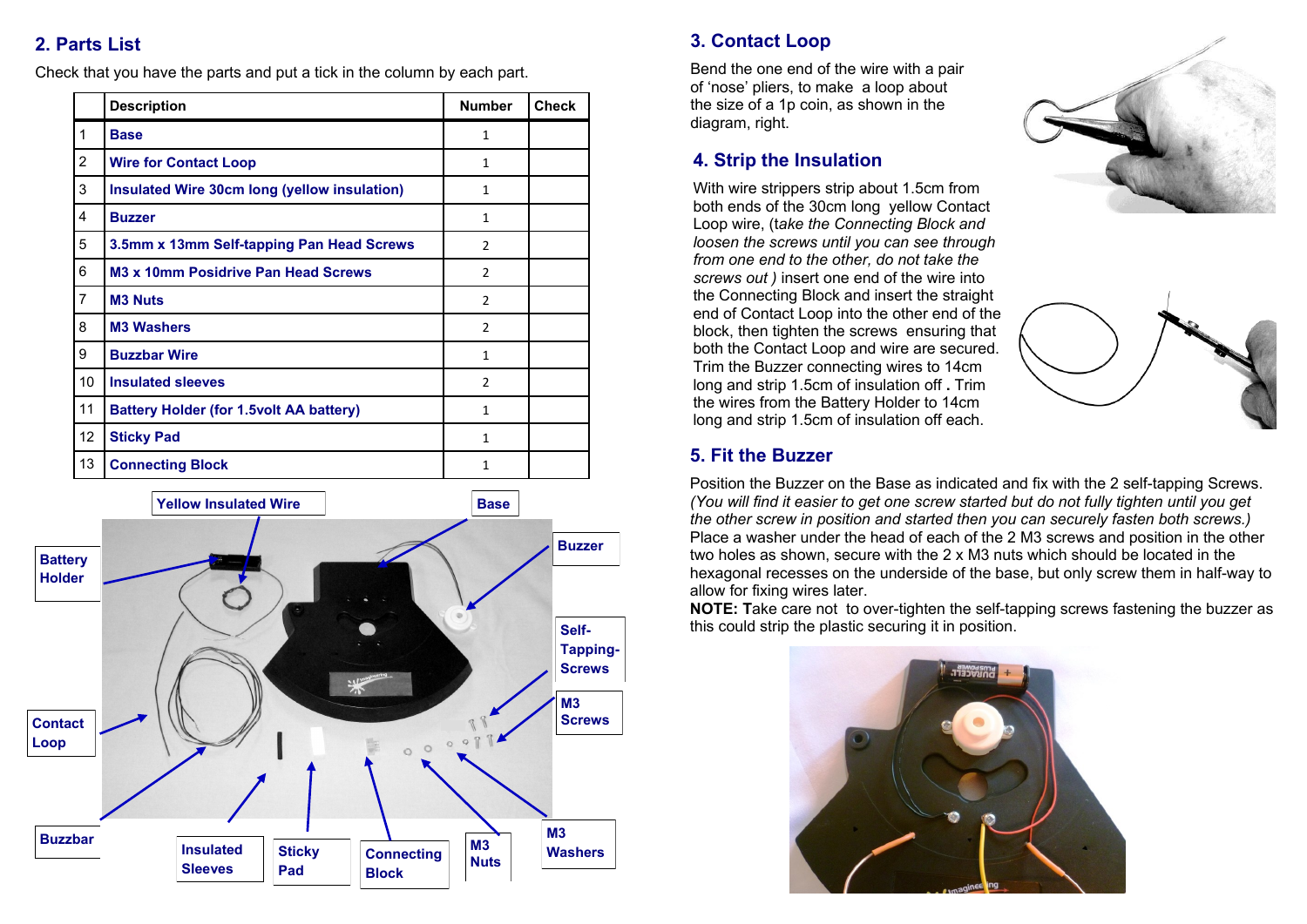## 2. Parts List

Check that you have the parts and put a tick in the column by each part.

| | Description | Number | Check |
|---|---|---|---|
| 1 | **Base** | 1 | |
| 2 | **Wire for Contact Loop** | 1 | |
| 3 | **Insulated Wire 30cm long (yellow insulation)** | 1 | |
| 4 | **Buzzer** | 1 | |
| 5 | **3.5mm x 13mm Self-tapping Pan Head Screws** | 2 | |
| 6 | **M3 x 10mm Posidrive Pan Head Screws** | 2 | |
| 7 | **M3 Nuts** | 2 | |
| 8 | **M3 Washers** | 2 | |
| 9 | **Buzzbar Wire** | 1 | |
| 10 | **Insulated sleeves** | 2 | |
| 11 | **Battery Holder (for 1.5volt AA battery)** | 1 | |
| 12 | **Sticky Pad** | 1 | |
| 13 | **Connecting Block** | 1 | |

Yellow Insulated Wire
Base
Battery Holder
Buzzer
Self-Tapping-Screws
M3 Screws
Contact Loop
Buzzbar
Insulated Sleeves
Sticky Pad
Connecting Block
M3 Nuts
M3 Washers

## 3. Contact Loop

Bend the one end of the wire with a pair of 'nose' pliers, to make a loop about the size of a 1p coin, as shown in the diagram, right.

## 4. Strip the Insulation

With wire strippers strip about 1.5cm from both ends of the 30cm long yellow Contact Loop wire, (*take the Connecting Block and loosen the screws until you can see through from one end to the other, do not take the screws out* ) insert one end of the wire into the Connecting Block and insert the straight end of Contact Loop into the other end of the block, then tighten the screws ensuring that both the Contact Loop and wire are secured. Trim the Buzzer connecting wires to 14cm long and strip 1.5cm of insulation off **.** Trim the wires from the Battery Holder to 14cm long and strip 1.5cm of insulation off each.

## 5. Fit the Buzzer

Position the Buzzer on the Base as indicated and fix with the 2 self-tapping Screws. *(You will find it easier to get one screw started but do not fully tighten until you get the other screw in position and started then you can securely fasten both screws.)* Place a washer under the head of each of the 2 M3 screws and position in the other two holes as shown, secure with the 2 x M3 nuts which should be located in the hexagonal recesses on the underside of the base, but only screw them in half-way to allow for fixing wires later.

**NOTE: T**ake care not to over-tighten the self-tapping screws fastening the buzzer as this could strip the plastic securing it in position.